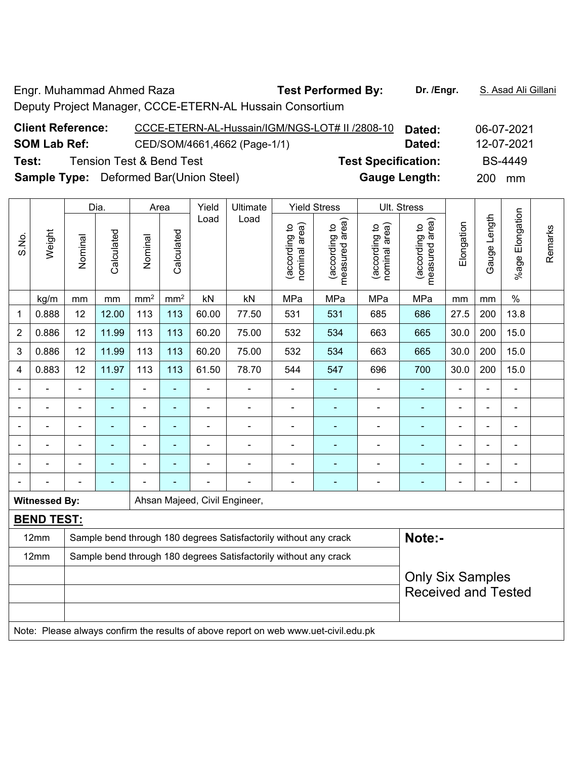Engr. Muhammad Ahmed Raza **Test Performed By:** **Dr. /Engr.** S. Asad Ali Gillani

Deputy Project Manager, CCCE-ETERN-AL Hussain Consortium

**Client Reference:** CCCE-ETERN-AL-Hussain/IGM/NGS-LOT# II /2808-10 **Dated:** 06-07-2021

**SOM Lab Ref:** CED/SOM/4661,4662 (Page-1/1) **Dated:** 12-07-2021

**Test:** Tension Test & Bend Test **Test Specification:** BS-4449

**Sample Type:** Deformed Bar(Union Steel) **Gauge Length:** 200 mm

| S.No. | Weight | Dia. | | Area | | Yield Load | Ultimate Load | Yield Stress | | Ult. Stress | | Elongation | Gauge Length | %age Elongation | Remarks |
|---|---|---|---|---|---|---|---|---|---|---|---|---|---|---|---|
| | | Nominal | Calculated | Nominal | Calculated | | | (according to nominal area) | (according to measured area) | (according to nominal area) | (according to measured area) | | | | |
| | kg/m | mm | mm | mm² | mm² | kN | kN | MPa | MPa | MPa | MPa | mm | mm | % | |
| 1 | 0.888 | 12 | 12.00 | 113 | 113 | 60.00 | 77.50 | 531 | 531 | 685 | 686 | 27.5 | 200 | 13.8 | |
| 2 | 0.886 | 12 | 11.99 | 113 | 113 | 60.20 | 75.00 | 532 | 534 | 663 | 665 | 30.0 | 200 | 15.0 | |
| 3 | 0.886 | 12 | 11.99 | 113 | 113 | 60.20 | 75.00 | 532 | 534 | 663 | 665 | 30.0 | 200 | 15.0 | |
| 4 | 0.883 | 12 | 11.97 | 113 | 113 | 61.50 | 78.70 | 544 | 547 | 696 | 700 | 30.0 | 200 | 15.0 | |
| - | - | - | - | - | - | - | - | - | - | - | - | - | - | - | |
| - | - | - | - | - | - | - | - | - | - | - | - | - | - | - | |
| - | - | - | - | - | - | - | - | - | - | - | - | - | - | - | |
| - | - | - | - | - | - | - | - | - | - | - | - | - | - | - | |
| - | - | - | - | - | - | - | - | - | - | - | - | - | - | - | |
| - | - | - | - | - | - | - | - | - | - | - | - | - | - | - | |

**Witnessed By:** Ahsan Majeed, Civil Engineer,

**BEND TEST:**

| Size | Result | Note |
|---|---|---|
| 12mm | Sample bend through 180 degrees Satisfactorily without any crack | **Note:-** |
| 12mm | Sample bend through 180 degrees Satisfactorily without any crack | Only Six Samples Received and Tested |
| | | |
| | | |
| | | |

Note: Please always confirm the results of above report on web www.uet-civil.edu.pk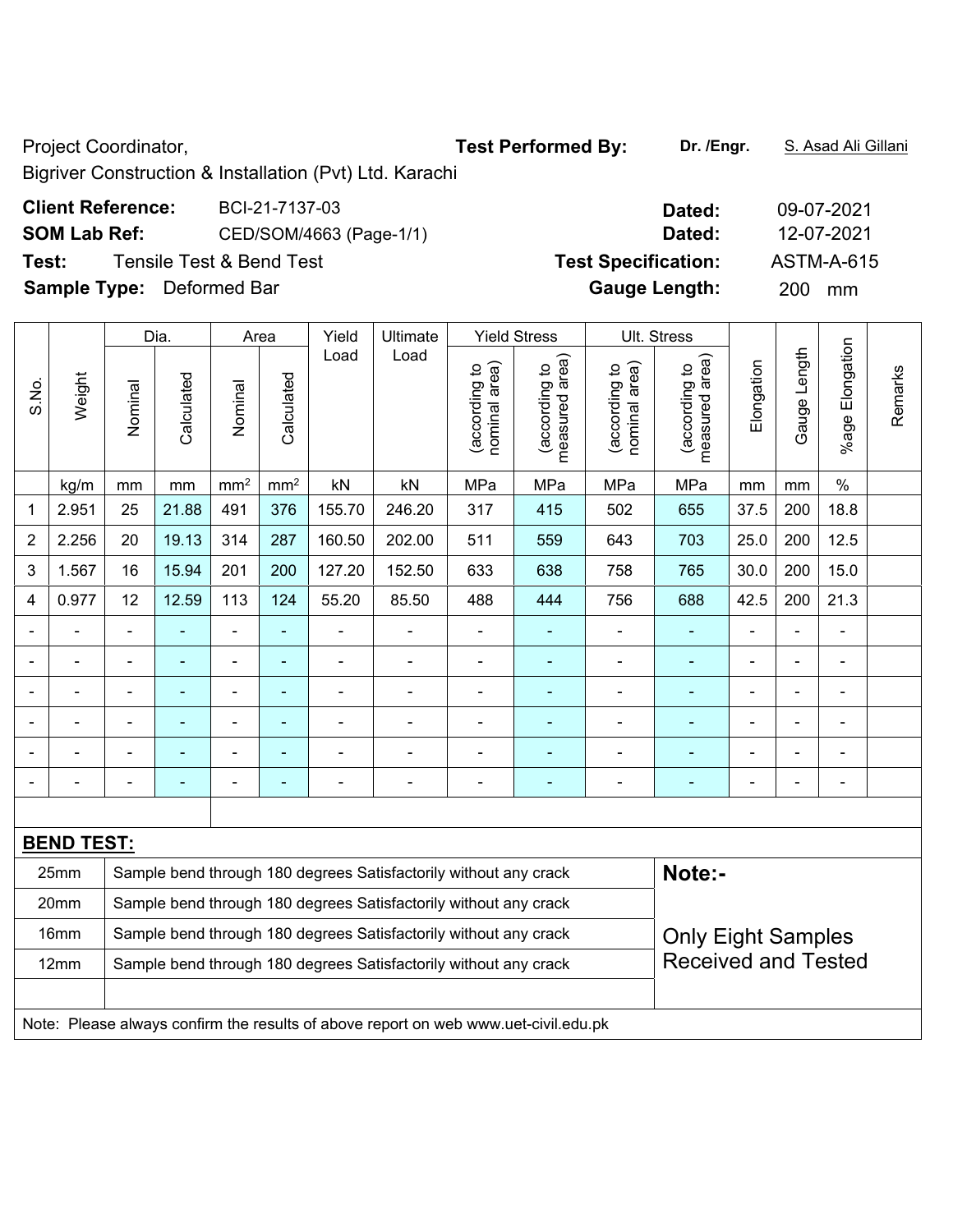Project Coordinator,

Bigriver Construction & Installation (Pvt) Ltd. Karachi

**Test Performed By:** **Dr. /Engr.** S. Asad Ali Gillani

**Client Reference:** BCI-21-7137-03 **Dated:** 09-07-2021

**SOM Lab Ref:** CED/SOM/4663 (Page-1/1) **Dated:** 12-07-2021

**Test:** Tensile Test & Bend Test **Test Specification:** ASTM-A-615

**Sample Type:** Deformed Bar **Gauge Length:** 200 mm

| S.No. | Weight | Dia. | | Area | | Yield Load | Ultimate Load | Yield Stress | | Ult. Stress | | Elongation | Gauge Length | %age Elongation | Remarks |
|---|---|---|---|---|---|---|---|---|---|---|---|---|---|---|---|
| | | Nominal | Calculated | Nominal | Calculated | | | (according to nominal area) | (according to measured area) | (according to nominal area) | (according to measured area) | | | | |
| | kg/m | mm | mm | mm² | mm² | kN | kN | MPa | MPa | MPa | MPa | mm | mm | % | |
| 1 | 2.951 | 25 | 21.88 | 491 | 376 | 155.70 | 246.20 | 317 | 415 | 502 | 655 | 37.5 | 200 | 18.8 | |
| 2 | 2.256 | 20 | 19.13 | 314 | 287 | 160.50 | 202.00 | 511 | 559 | 643 | 703 | 25.0 | 200 | 12.5 | |
| 3 | 1.567 | 16 | 15.94 | 201 | 200 | 127.20 | 152.50 | 633 | 638 | 758 | 765 | 30.0 | 200 | 15.0 | |
| 4 | 0.977 | 12 | 12.59 | 113 | 124 | 55.20 | 85.50 | 488 | 444 | 756 | 688 | 42.5 | 200 | 21.3 | |
| - | - | - | - | - | - | - | - | - | - | - | - | - | - | - | |
| - | - | - | - | - | - | - | - | - | - | - | - | - | - | - | |
| - | - | - | - | - | - | - | - | - | - | - | - | - | - | - | |
| - | - | - | - | - | - | - | - | - | - | - | - | - | - | - | |
| - | - | - | - | - | - | - | - | - | - | - | - | - | - | - | |
| - | - | - | - | - | - | - | - | - | - | - | - | - | - | - | |

**BEND TEST:**

| Size | Result |
|---|---|
| 25mm | Sample bend through 180 degrees Satisfactorily without any crack |
| 20mm | Sample bend through 180 degrees Satisfactorily without any crack |
| 16mm | Sample bend through 180 degrees Satisfactorily without any crack |
| 12mm | Sample bend through 180 degrees Satisfactorily without any crack |

**Note:-**

Only Eight Samples Received and Tested

Note: Please always confirm the results of above report on web www.uet-civil.edu.pk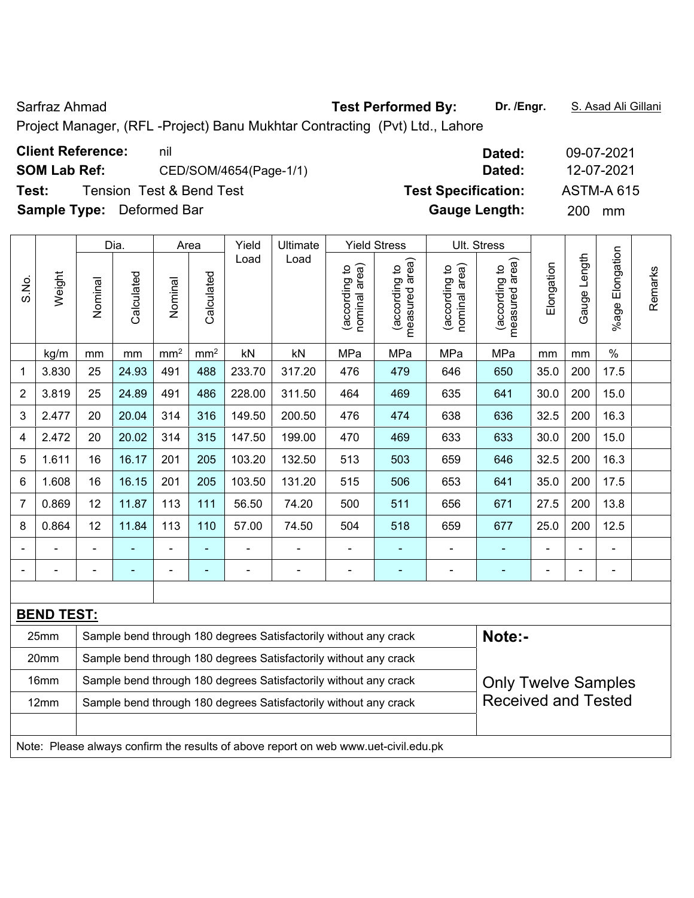Sarfraz Ahmad **Test Performed By:** **Dr. /Engr.** S. Asad Ali Gillani

Project Manager, (RFL -Project) Banu Mukhtar Contracting (Pvt) Ltd., Lahore

**Client Reference:** nil **Dated:** 09-07-2021

**SOM Lab Ref:** CED/SOM/4654(Page-1/1) **Dated:** 12-07-2021

**Test:** Tension Test & Bend Test **Test Specification:** ASTM-A 615

**Sample Type:** Deformed Bar **Gauge Length:** 200 mm

| S.No. | Weight | Dia. | | Area | | Yield Load | Ultimate Load | Yield Stress | | Ult. Stress | | Elongation | Gauge Length | %age Elongation | Remarks |
|---|---|---|---|---|---|---|---|---|---|---|---|---|---|---|---|
| | | Nominal | Calculated | Nominal | Calculated | | | (according to nominal area) | (according to measured area) | (according to nominal area) | (according to measured area) | | | | |
| | kg/m | mm | mm | mm² | mm² | kN | kN | MPa | MPa | MPa | MPa | mm | mm | % | |
| 1 | 3.830 | 25 | 24.93 | 491 | 488 | 233.70 | 317.20 | 476 | 479 | 646 | 650 | 35.0 | 200 | 17.5 | |
| 2 | 3.819 | 25 | 24.89 | 491 | 486 | 228.00 | 311.50 | 464 | 469 | 635 | 641 | 30.0 | 200 | 15.0 | |
| 3 | 2.477 | 20 | 20.04 | 314 | 316 | 149.50 | 200.50 | 476 | 474 | 638 | 636 | 32.5 | 200 | 16.3 | |
| 4 | 2.472 | 20 | 20.02 | 314 | 315 | 147.50 | 199.00 | 470 | 469 | 633 | 633 | 30.0 | 200 | 15.0 | |
| 5 | 1.611 | 16 | 16.17 | 201 | 205 | 103.20 | 132.50 | 513 | 503 | 659 | 646 | 32.5 | 200 | 16.3 | |
| 6 | 1.608 | 16 | 16.15 | 201 | 205 | 103.50 | 131.20 | 515 | 506 | 653 | 641 | 35.0 | 200 | 17.5 | |
| 7 | 0.869 | 12 | 11.87 | 113 | 111 | 56.50 | 74.20 | 500 | 511 | 656 | 671 | 27.5 | 200 | 13.8 | |
| 8 | 0.864 | 12 | 11.84 | 113 | 110 | 57.00 | 74.50 | 504 | 518 | 659 | 677 | 25.0 | 200 | 12.5 | |
| - | - | - | - | - | - | - | - | - | - | - | - | - | - | - | |
| - | - | - | - | - | - | - | - | - | - | - | - | - | - | - | |

**BEND TEST:**

| Size | Result |
|---|---|
| 25mm | Sample bend through 180 degrees Satisfactorily without any crack |
| 20mm | Sample bend through 180 degrees Satisfactorily without any crack |
| 16mm | Sample bend through 180 degrees Satisfactorily without any crack |
| 12mm | Sample bend through 180 degrees Satisfactorily without any crack |

**Note:-**

Only Twelve Samples Received and Tested

Note: Please always confirm the results of above report on web www.uet-civil.edu.pk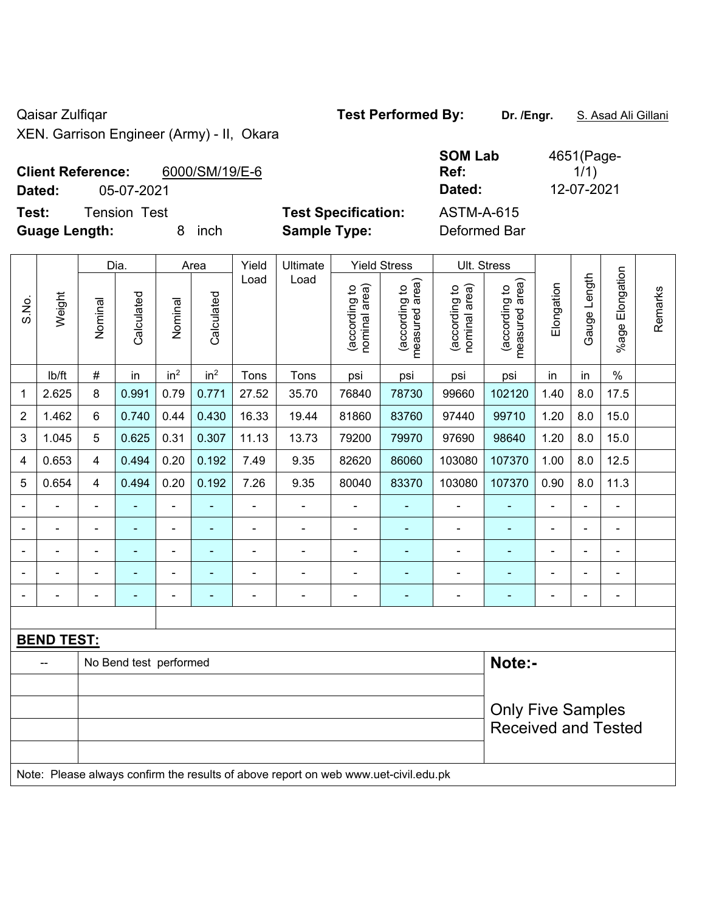Qaisar Zulfiqar

XEN. Garrison Engineer (Army) - II, Okara

**Test Performed By:** Dr. /Engr. S. Asad Ali Gillani

**Client Reference:** 6000/SM/19/E-6

**Dated:** 05-07-2021

**SOM Lab Ref:** 4651(Page-1/1)

**Dated:** 12-07-2021

**Test:** Tension Test

**Test Specification:** ASTM-A-615

**Guage Length:** 8 inch

**Sample Type:** Deformed Bar

| S.No. | Weight | Dia. | | Area | | Yield Load | Ultimate Load | Yield Stress | | Ult. Stress | | Elongation | Gauge Length | %age Elongation | Remarks |
|---|---|---|---|---|---|---|---|---|---|---|---|---|---|---|---|
| | | Nominal | Calculated | Nominal | Calculated | | | (according to nominal area) | (according to measured area) | (according to nominal area) | (according to measured area) | | | | |
| | lb/ft | # | in | $in^2$ | $in^2$ | Tons | Tons | psi | psi | psi | psi | in | in | % | |
| 1 | 2.625 | 8 | 0.991 | 0.79 | 0.771 | 27.52 | 35.70 | 76840 | 78730 | 99660 | 102120 | 1.40 | 8.0 | 17.5 | |
| 2 | 1.462 | 6 | 0.740 | 0.44 | 0.430 | 16.33 | 19.44 | 81860 | 83760 | 97440 | 99710 | 1.20 | 8.0 | 15.0 | |
| 3 | 1.045 | 5 | 0.625 | 0.31 | 0.307 | 11.13 | 13.73 | 79200 | 79970 | 97690 | 98640 | 1.20 | 8.0 | 15.0 | |
| 4 | 0.653 | 4 | 0.494 | 0.20 | 0.192 | 7.49 | 9.35 | 82620 | 86060 | 103080 | 107370 | 1.00 | 8.0 | 12.5 | |
| 5 | 0.654 | 4 | 0.494 | 0.20 | 0.192 | 7.26 | 9.35 | 80040 | 83370 | 103080 | 107370 | 0.90 | 8.0 | 11.3 | |
| - | - | - | - | - | - | - | - | - | - | - | - | - | - | - | |
| - | - | - | - | - | - | - | - | - | - | - | - | - | - | - | |
| - | - | - | - | - | - | - | - | - | - | - | - | - | - | - | |
| - | - | - | - | - | - | - | - | - | - | - | - | - | - | - | |
| - | - | - | - | - | - | - | - | - | - | - | - | - | - | - | |

**BEND TEST:**

| -- | No Bend test performed |
|---|---|

**Note:-**

Only Five Samples Received and Tested

Note: Please always confirm the results of above report on web www.uet-civil.edu.pk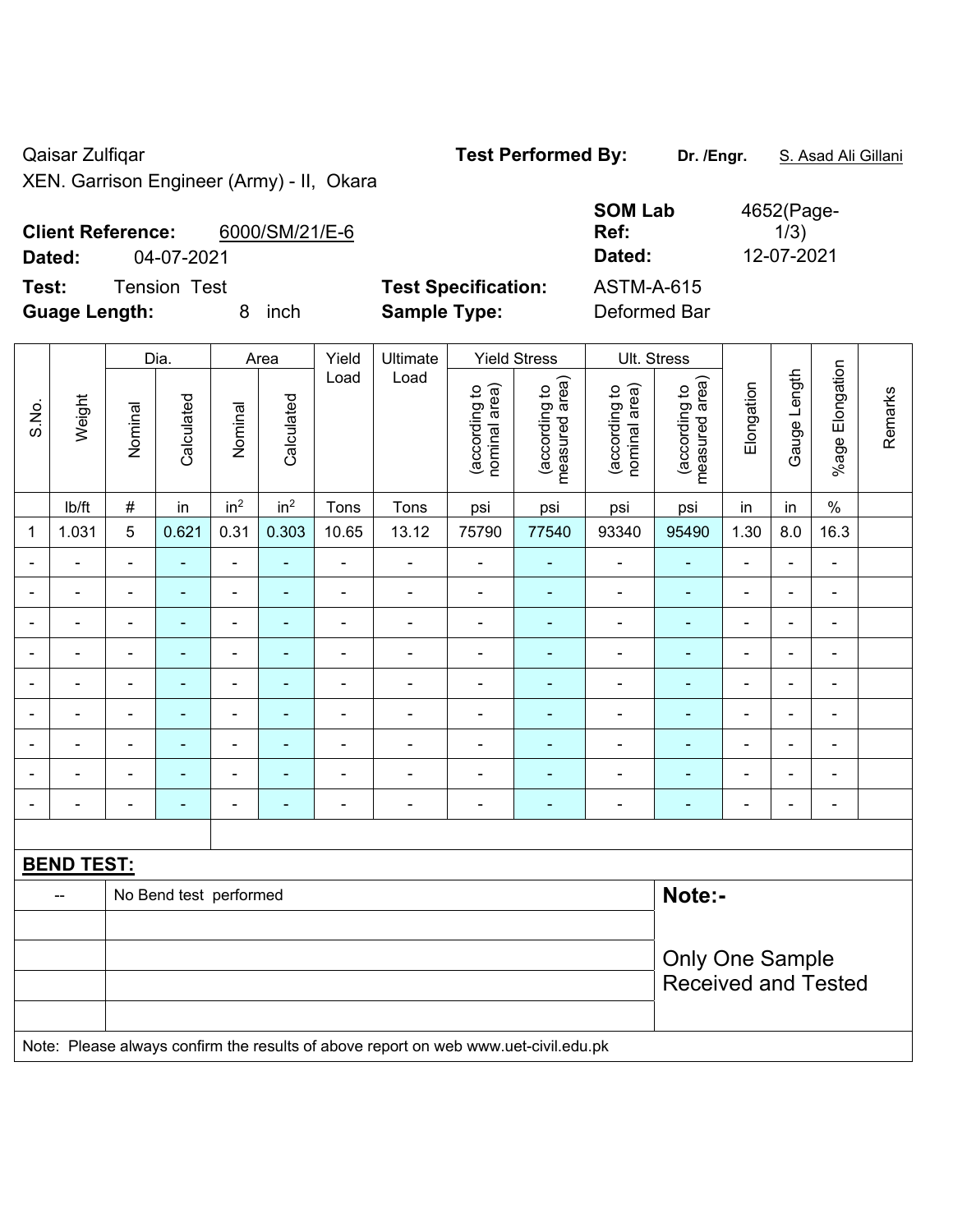Qaisar Zulfiqar
XEN. Garrison Engineer (Army) - II, Okara

**Test Performed By:** Dr. /Engr. S. Asad Ali Gillani

**Client Reference:** 6000/SM/21/E-6
**Dated:** 04-07-2021

**SOM Lab Ref:** 4652(Page-1/3)
**Dated:** 12-07-2021

**Test:** Tension Test
**Guage Length:** 8 inch

**Test Specification:** ASTM-A-615
**Sample Type:** Deformed Bar

| S.No. | Weight | Dia. | | Area | | Yield Load | Ultimate Load | Yield Stress | | Ult. Stress | | Elongation | Gauge Length | %age Elongation | Remarks |
|---|---|---|---|---|---|---|---|---|---|---|---|---|---|---|---|
| | | Nominal | Calculated | Nominal | Calculated | | | (according to nominal area) | (according to measured area) | (according to nominal area) | (according to measured area) | | | | |
| | lb/ft | # | in | $in^2$ | $in^2$ | Tons | Tons | psi | psi | psi | psi | in | in | % | |
| 1 | 1.031 | 5 | 0.621 | 0.31 | 0.303 | 10.65 | 13.12 | 75790 | 77540 | 93340 | 95490 | 1.30 | 8.0 | 16.3 | |
| - | - | - | - | - | - | - | - | - | - | - | - | - | - | - | |
| - | - | - | - | - | - | - | - | - | - | - | - | - | - | - | |
| - | - | - | - | - | - | - | - | - | - | - | - | - | - | - | |
| - | - | - | - | - | - | - | - | - | - | - | - | - | - | - | |
| - | - | - | - | - | - | - | - | - | - | - | - | - | - | - | |
| - | - | - | - | - | - | - | - | - | - | - | - | - | - | - | |
| - | - | - | - | - | - | - | - | - | - | - | - | - | - | - | |
| - | - | - | - | - | - | - | - | - | - | - | - | - | - | - | |
| - | - | - | - | - | - | - | - | - | - | - | - | - | - | - | |

**BEND TEST:**

| | | |
|---|---|---|
| -- | No Bend test performed | **Note:-** |
| | | Only One Sample Received and Tested |

Note: Please always confirm the results of above report on web www.uet-civil.edu.pk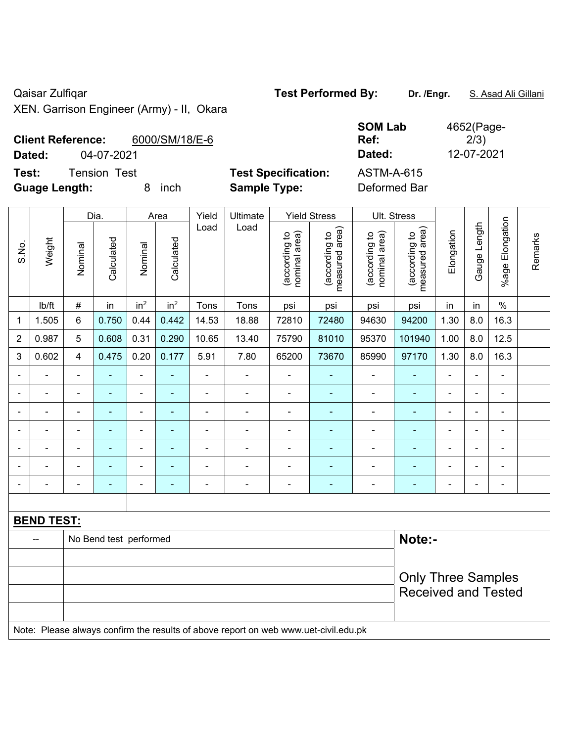Qaisar Zulfiqar
XEN. Garrison Engineer (Army) - II, Okara

**Test Performed By:** Dr. /Engr. S. Asad Ali Gillani

**Client Reference:** 6000/SM/18/E-6
**Dated:** 04-07-2021

**SOM Lab Ref:** 4652(Page-2/3)
**Dated:** 12-07-2021

**Test:** Tension Test
**Guage Length:** 8 inch

**Test Specification:** ASTM-A-615
**Sample Type:** Deformed Bar

| S.No. | Weight | Dia. | | Area | | Yield Load | Ultimate Load | Yield Stress | | Ult. Stress | | Elongation | Gauge Length | %age Elongation | Remarks |
|---|---|---|---|---|---|---|---|---|---|---|---|---|---|---|---|
| | | Nominal | Calculated | Nominal | Calculated | | | (according to nominal area) | (according to measured area) | (according to nominal area) | (according to measured area) | | | | |
| | lb/ft | # | in | in² | in² | Tons | Tons | psi | psi | psi | psi | in | in | % | |
| 1 | 1.505 | 6 | 0.750 | 0.44 | 0.442 | 14.53 | 18.88 | 72810 | 72480 | 94630 | 94200 | 1.30 | 8.0 | 16.3 | |
| 2 | 0.987 | 5 | 0.608 | 0.31 | 0.290 | 10.65 | 13.40 | 75790 | 81010 | 95370 | 101940 | 1.00 | 8.0 | 12.5 | |
| 3 | 0.602 | 4 | 0.475 | 0.20 | 0.177 | 5.91 | 7.80 | 65200 | 73670 | 85990 | 97170 | 1.30 | 8.0 | 16.3 | |
| - | - | - | - | - | - | - | - | - | - | - | - | - | - | - | |
| - | - | - | - | - | - | - | - | - | - | - | - | - | - | - | |
| - | - | - | - | - | - | - | - | - | - | - | - | - | - | - | |
| - | - | - | - | - | - | - | - | - | - | - | - | - | - | - | |
| - | - | - | - | - | - | - | - | - | - | - | - | - | - | - | |
| - | - | - | - | - | - | - | - | - | - | - | - | - | - | - | |
| - | - | - | - | - | - | - | - | - | - | - | - | - | - | - | |

**BEND TEST:**

| -- | No Bend test performed |
|---|---|

**Note:-**

Only Three Samples Received and Tested

Note: Please always confirm the results of above report on web www.uet-civil.edu.pk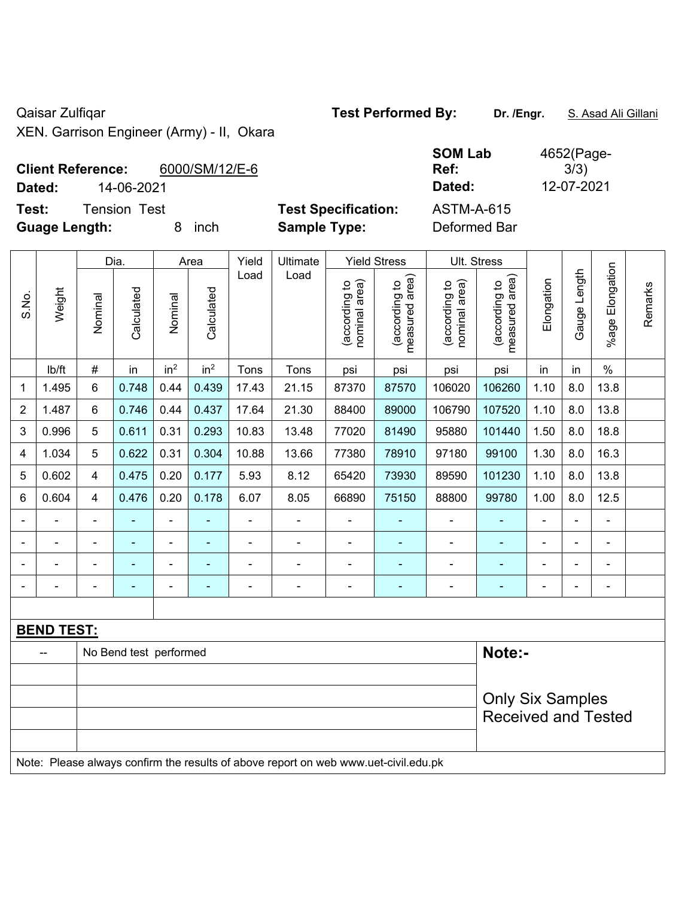Qaisar Zulfiqar

XEN. Garrison Engineer (Army) - II, Okara

**Test Performed By:** **Dr. /Engr.** S. Asad Ali Gillani

**Client Reference:** 6000/SM/12/E-6

**Dated:** 14-06-2021

**SOM Lab Ref:** 4652(Page-3/3)

**Dated:** 12-07-2021

**Test:** Tension Test

**Test Specification:** ASTM-A-615

**Guage Length:** 8 inch

**Sample Type:** Deformed Bar

| S.No. | Weight | Dia. | | Area | | Yield Load | Ultimate Load | Yield Stress | | Ult. Stress | | Elongation | Gauge Length | %age Elongation | Remarks |
|---|---|---|---|---|---|---|---|---|---|---|---|---|---|---|---|
| | | Nominal | Calculated | Nominal | Calculated | | | (according to nominal area) | (according to measured area) | (according to nominal area) | (according to measured area) | | | | |
| | lb/ft | # | in | in$^2$ | in$^2$ | Tons | Tons | psi | psi | psi | psi | in | in | % | |
| 1 | 1.495 | 6 | 0.748 | 0.44 | 0.439 | 17.43 | 21.15 | 87370 | 87570 | 106020 | 106260 | 1.10 | 8.0 | 13.8 | |
| 2 | 1.487 | 6 | 0.746 | 0.44 | 0.437 | 17.64 | 21.30 | 88400 | 89000 | 106790 | 107520 | 1.10 | 8.0 | 13.8 | |
| 3 | 0.996 | 5 | 0.611 | 0.31 | 0.293 | 10.83 | 13.48 | 77020 | 81490 | 95880 | 101440 | 1.50 | 8.0 | 18.8 | |
| 4 | 1.034 | 5 | 0.622 | 0.31 | 0.304 | 10.88 | 13.66 | 77380 | 78910 | 97180 | 99100 | 1.30 | 8.0 | 16.3 | |
| 5 | 0.602 | 4 | 0.475 | 0.20 | 0.177 | 5.93 | 8.12 | 65420 | 73930 | 89590 | 101230 | 1.10 | 8.0 | 13.8 | |
| 6 | 0.604 | 4 | 0.476 | 0.20 | 0.178 | 6.07 | 8.05 | 66890 | 75150 | 88800 | 99780 | 1.00 | 8.0 | 12.5 | |
| - | - | - | - | - | - | - | - | - | - | - | - | - | - | - | |
| - | - | - | - | - | - | - | - | - | - | - | - | - | - | - | |
| - | - | - | - | - | - | - | - | - | - | - | - | - | - | - | |
| - | - | - | - | - | - | - | - | - | - | - | - | - | - | - | |

**BEND TEST:**

| -- | No Bend test performed |
|---|---|

**Note:-**

Only Six Samples Received and Tested

Note: Please always confirm the results of above report on web www.uet-civil.edu.pk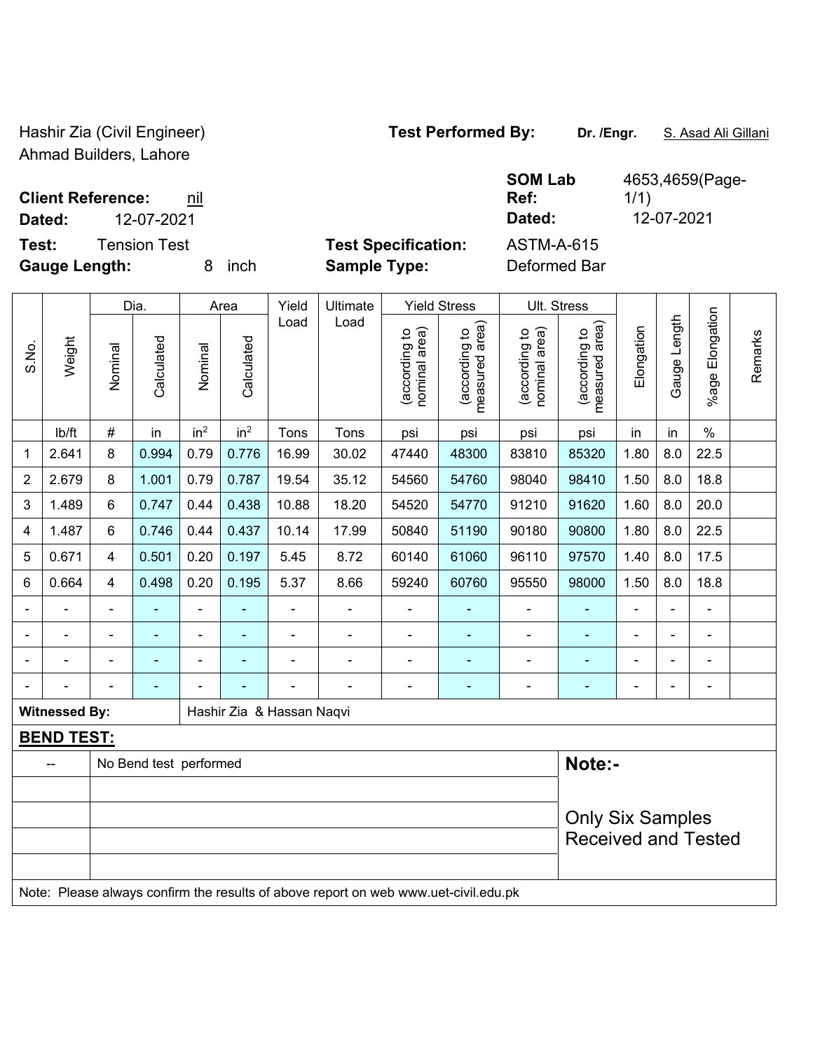Hashir Zia (Civil Engineer)
Ahmad Builders, Lahore

**Test Performed By:** **Dr. /Engr.** S. Asad Ali Gillani

**Client Reference:** nil
**Dated:** 12-07-2021

**SOM Lab Ref:** 4653,4659(Page-1/1)
**Dated:** 12-07-2021

**Test:** Tension Test
**Gauge Length:** 8 inch

**Test Specification:** ASTM-A-615
**Sample Type:** Deformed Bar

| S.No. | Weight | Dia. | | Area | | Yield Load | Ultimate Load | Yield Stress | | Ult. Stress | | Elongation | Gauge Length | %age Elongation | Remarks |
|---|---|---|---|---|---|---|---|---|---|---|---|---|---|---|---|
| | | Nominal | Calculated | Nominal | Calculated | | | (according to nominal area) | (according to measured area) | (according to nominal area) | (according to measured area) | | | | |
| | lb/ft | # | in | in$^2$ | in$^2$ | Tons | Tons | psi | psi | psi | psi | in | in | % | |
| 1 | 2.641 | 8 | 0.994 | 0.79 | 0.776 | 16.99 | 30.02 | 47440 | 48300 | 83810 | 85320 | 1.80 | 8.0 | 22.5 | |
| 2 | 2.679 | 8 | 1.001 | 0.79 | 0.787 | 19.54 | 35.12 | 54560 | 54760 | 98040 | 98410 | 1.50 | 8.0 | 18.8 | |
| 3 | 1.489 | 6 | 0.747 | 0.44 | 0.438 | 10.88 | 18.20 | 54520 | 54770 | 91210 | 91620 | 1.60 | 8.0 | 20.0 | |
| 4 | 1.487 | 6 | 0.746 | 0.44 | 0.437 | 10.14 | 17.99 | 50840 | 51190 | 90180 | 90800 | 1.80 | 8.0 | 22.5 | |
| 5 | 0.671 | 4 | 0.501 | 0.20 | 0.197 | 5.45 | 8.72 | 60140 | 61060 | 96110 | 97570 | 1.40 | 8.0 | 17.5 | |
| 6 | 0.664 | 4 | 0.498 | 0.20 | 0.195 | 5.37 | 8.66 | 59240 | 60760 | 95550 | 98000 | 1.50 | 8.0 | 18.8 | |
| - | - | - | - | - | - | - | - | - | - | - | - | - | - | - | |
| - | - | - | - | - | - | - | - | - | - | - | - | - | - | - | |
| - | - | - | - | - | - | - | - | - | - | - | - | - | - | - | |
| - | - | - | - | - | - | - | - | - | - | - | - | - | - | - | |

**Witnessed By:** Hashir Zia & Hassan Naqvi

**BEND TEST:**

| -- | No Bend test performed |
|---|---|

**Note:-**

Only Six Samples Received and Tested

Note: Please always confirm the results of above report on web www.uet-civil.edu.pk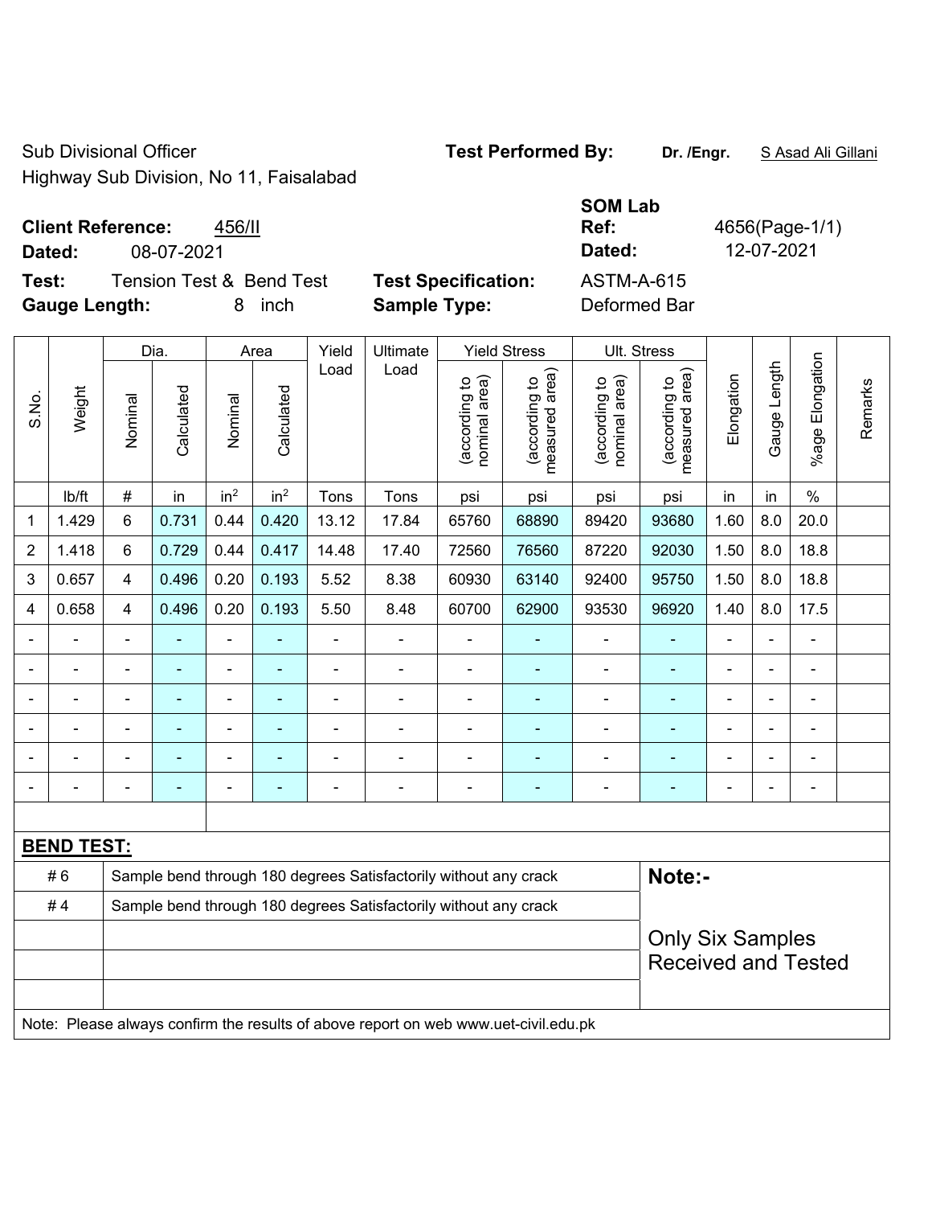Sub Divisional Officer
Highway Sub Division, No 11, Faisalabad

**Test Performed By:** **Dr. /Engr.** S Asad Ali Gillani

**Client Reference:** 456/II
**Dated:** 08-07-2021

**SOM Lab Ref:** 4656(Page-1/1)
**Dated:** 12-07-2021

**Test:** Tension Test & Bend Test
**Gauge Length:** 8 inch

**Test Specification:** ASTM-A-615
**Sample Type:** Deformed Bar

| S.No. | Weight | Dia. | | Area | | Yield Load | Ultimate Load | Yield Stress | | Ult. Stress | | Elongation | Gauge Length | %age Elongation | Remarks |
|---|---|---|---|---|---|---|---|---|---|---|---|---|---|---|---|
| | | Nominal | Calculated | Nominal | Calculated | | | (according to nominal area) | (according to measured area) | (according to nominal area) | (according to measured area) | | | | |
| | lb/ft | # | in | in$^2$ | in$^2$ | Tons | Tons | psi | psi | psi | psi | in | in | % | |
| 1 | 1.429 | 6 | 0.731 | 0.44 | 0.420 | 13.12 | 17.84 | 65760 | 68890 | 89420 | 93680 | 1.60 | 8.0 | 20.0 | |
| 2 | 1.418 | 6 | 0.729 | 0.44 | 0.417 | 14.48 | 17.40 | 72560 | 76560 | 87220 | 92030 | 1.50 | 8.0 | 18.8 | |
| 3 | 0.657 | 4 | 0.496 | 0.20 | 0.193 | 5.52 | 8.38 | 60930 | 63140 | 92400 | 95750 | 1.50 | 8.0 | 18.8 | |
| 4 | 0.658 | 4 | 0.496 | 0.20 | 0.193 | 5.50 | 8.48 | 60700 | 62900 | 93530 | 96920 | 1.40 | 8.0 | 17.5 | |
| - | - | - | - | - | - | - | - | - | - | - | - | - | - | - | |
| - | - | - | - | - | - | - | - | - | - | - | - | - | - | - | |
| - | - | - | - | - | - | - | - | - | - | - | - | - | - | - | |
| - | - | - | - | - | - | - | - | - | - | - | - | - | - | - | |
| - | - | - | - | - | - | - | - | - | - | - | - | - | - | - | |
| - | - | - | - | - | - | - | - | - | - | - | - | - | - | - | |

**BEND TEST:**

| | | |
|---|---|---|
| # 6 | Sample bend through 180 degrees Satisfactorily without any crack | **Note:-** |
| # 4 | Sample bend through 180 degrees Satisfactorily without any crack | Only Six Samples Received and Tested |

Note: Please always confirm the results of above report on web www.uet-civil.edu.pk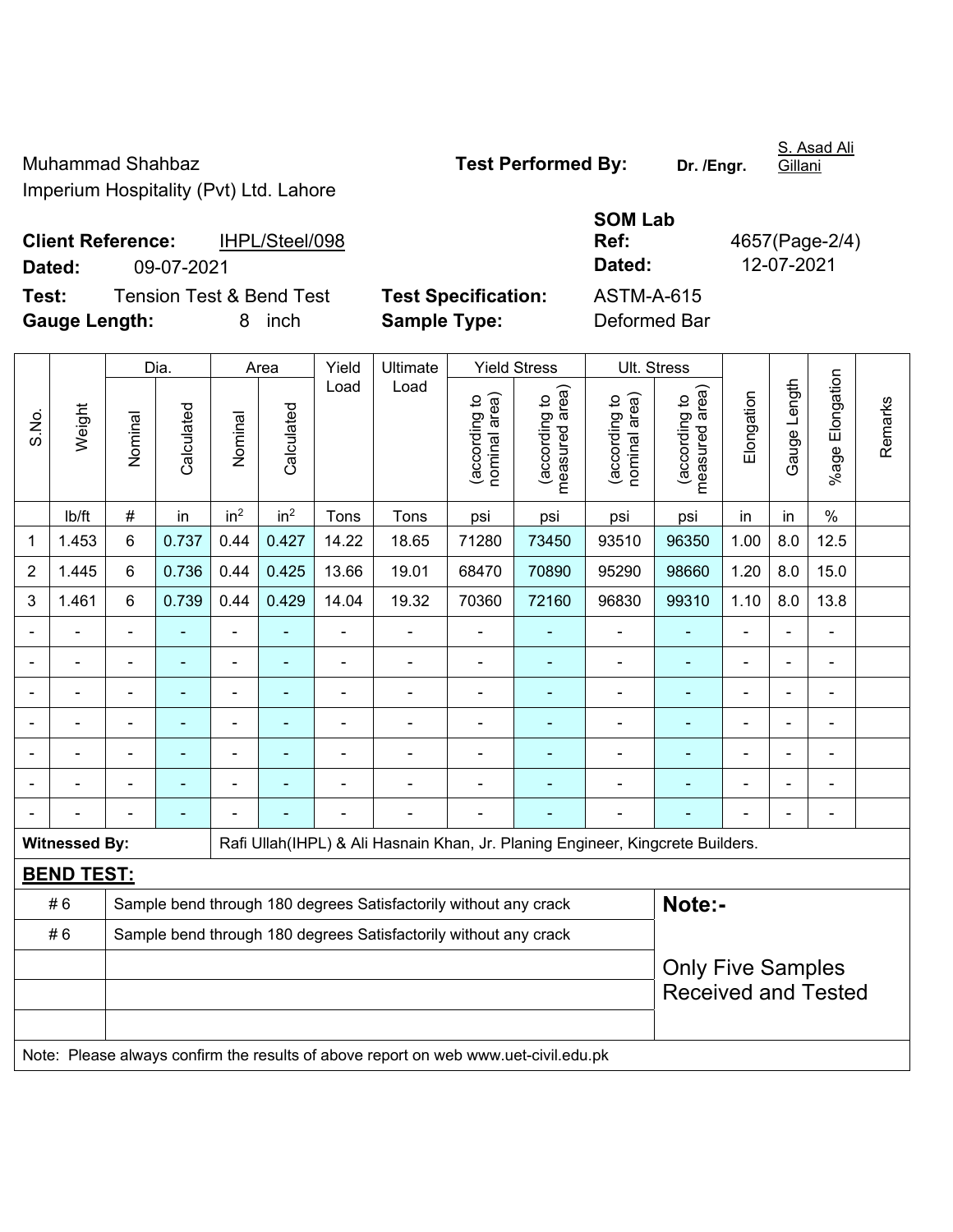Muhammad Shahbaz
Imperium Hospitality (Pvt) Ltd. Lahore

**Test Performed By:** **Dr. /Engr.** S. Asad Ali Gillani

**Client Reference:** IHPL/Steel/098
**Dated:** 09-07-2021

**SOM Lab Ref:** 4657(Page-2/4)
**Dated:** 12-07-2021

**Test:** Tension Test & Bend Test
**Gauge Length:** 8 inch

**Test Specification:** ASTM-A-615
**Sample Type:** Deformed Bar

| S.No. | Weight | Dia. | | Area | | Yield Load | Ultimate Load | Yield Stress | | Ult. Stress | | Elongation | Gauge Length | %age Elongation | Remarks |
|---|---|---|---|---|---|---|---|---|---|---|---|---|---|---|---|
| | | Nominal | Calculated | Nominal | Calculated | | | (according to nominal area) | (according to measured area) | (according to nominal area) | (according to measured area) | | | | |
| | lb/ft | # | in | $in^2$ | $in^2$ | Tons | Tons | psi | psi | psi | psi | in | in | % | |
| 1 | 1.453 | 6 | 0.737 | 0.44 | 0.427 | 14.22 | 18.65 | 71280 | 73450 | 93510 | 96350 | 1.00 | 8.0 | 12.5 | |
| 2 | 1.445 | 6 | 0.736 | 0.44 | 0.425 | 13.66 | 19.01 | 68470 | 70890 | 95290 | 98660 | 1.20 | 8.0 | 15.0 | |
| 3 | 1.461 | 6 | 0.739 | 0.44 | 0.429 | 14.04 | 19.32 | 70360 | 72160 | 96830 | 99310 | 1.10 | 8.0 | 13.8 | |
| - | - | - | - | - | - | - | - | - | - | - | - | - | - | - | |
| - | - | - | - | - | - | - | - | - | - | - | - | - | - | - | |
| - | - | - | - | - | - | - | - | - | - | - | - | - | - | - | |
| - | - | - | - | - | - | - | - | - | - | - | - | - | - | - | |
| - | - | - | - | - | - | - | - | - | - | - | - | - | - | - | |
| - | - | - | - | - | - | - | - | - | - | - | - | - | - | - | |
| - | - | - | - | - | - | - | - | - | - | - | - | - | - | - | |

**Witnessed By:** Rafi Ullah(IHPL) & Ali Hasnain Khan, Jr. Planing Engineer, Kingcrete Builders.

**BEND TEST:**

| | |
|---|---|
| # 6 | Sample bend through 180 degrees Satisfactorily without any crack |
| # 6 | Sample bend through 180 degrees Satisfactorily without any crack |
| | |
| | |
| | |

**Note:-**

Only Five Samples Received and Tested

Note: Please always confirm the results of above report on web www.uet-civil.edu.pk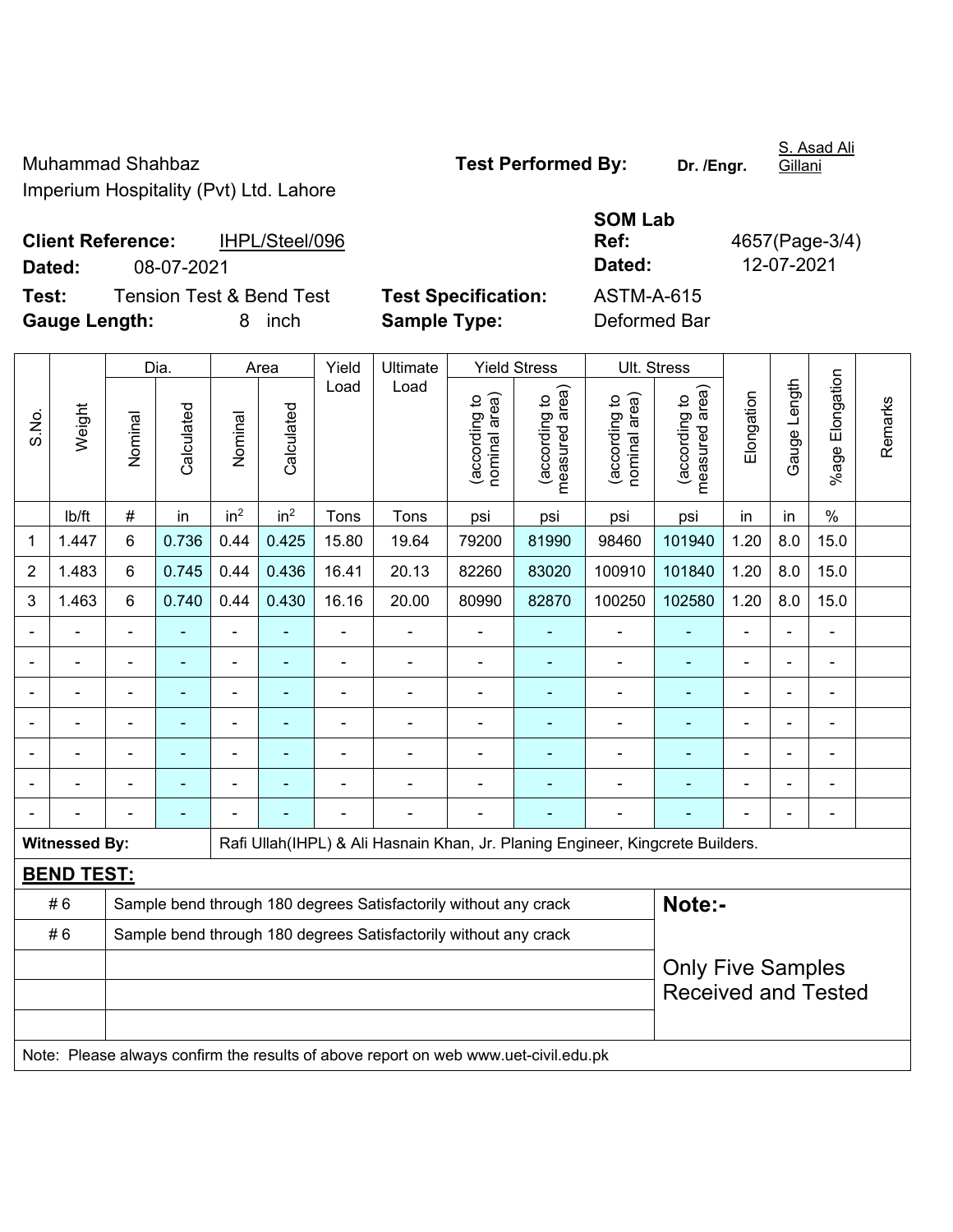Muhammad Shahbaz
Imperium Hospitality (Pvt) Ltd. Lahore

**Test Performed By:** Dr. /Engr. S. Asad Ali Gillani

**Client Reference:** IHPL/Steel/096
**Dated:** 08-07-2021

**SOM Lab Ref:** 4657(Page-3/4)
**Dated:** 12-07-2021

**Test:** Tension Test & Bend Test
**Gauge Length:** 8 inch

**Test Specification:** ASTM-A-615
**Sample Type:** Deformed Bar

| S.No. | Weight | Dia. | | Area | | Yield Load | Ultimate Load | Yield Stress | | Ult. Stress | | Elongation | Gauge Length | %age Elongation | Remarks |
|---|---|---|---|---|---|---|---|---|---|---|---|---|---|---|---|
| | | Nominal | Calculated | Nominal | Calculated | | | (according to nominal area) | (according to measured area) | (according to nominal area) | (according to measured area) | | | | |
| | lb/ft | # | in | $in^2$ | $in^2$ | Tons | Tons | psi | psi | psi | psi | in | in | % | |
| 1 | 1.447 | 6 | 0.736 | 0.44 | 0.425 | 15.80 | 19.64 | 79200 | 81990 | 98460 | 101940 | 1.20 | 8.0 | 15.0 | |
| 2 | 1.483 | 6 | 0.745 | 0.44 | 0.436 | 16.41 | 20.13 | 82260 | 83020 | 100910 | 101840 | 1.20 | 8.0 | 15.0 | |
| 3 | 1.463 | 6 | 0.740 | 0.44 | 0.430 | 16.16 | 20.00 | 80990 | 82870 | 100250 | 102580 | 1.20 | 8.0 | 15.0 | |
| - | - | - | - | - | - | - | - | - | - | - | - | - | - | - | |
| - | - | - | - | - | - | - | - | - | - | - | - | - | - | - | |
| - | - | - | - | - | - | - | - | - | - | - | - | - | - | - | |
| - | - | - | - | - | - | - | - | - | - | - | - | - | - | - | |
| - | - | - | - | - | - | - | - | - | - | - | - | - | - | - | |
| - | - | - | - | - | - | - | - | - | - | - | - | - | - | - | |
| - | - | - | - | - | - | - | - | - | - | - | - | - | - | - | |

**Witnessed By:** Rafi Ullah(IHPL) & Ali Hasnain Khan, Jr. Planing Engineer, Kingcrete Builders.

**BEND TEST:**

| | | |
|---|---|---|
| # 6 | Sample bend through 180 degrees Satisfactorily without any crack | **Note:-** |
| # 6 | Sample bend through 180 degrees Satisfactorily without any crack | |
| | | Only Five Samples Received and Tested |
| | | |
| | | |

Note: Please always confirm the results of above report on web www.uet-civil.edu.pk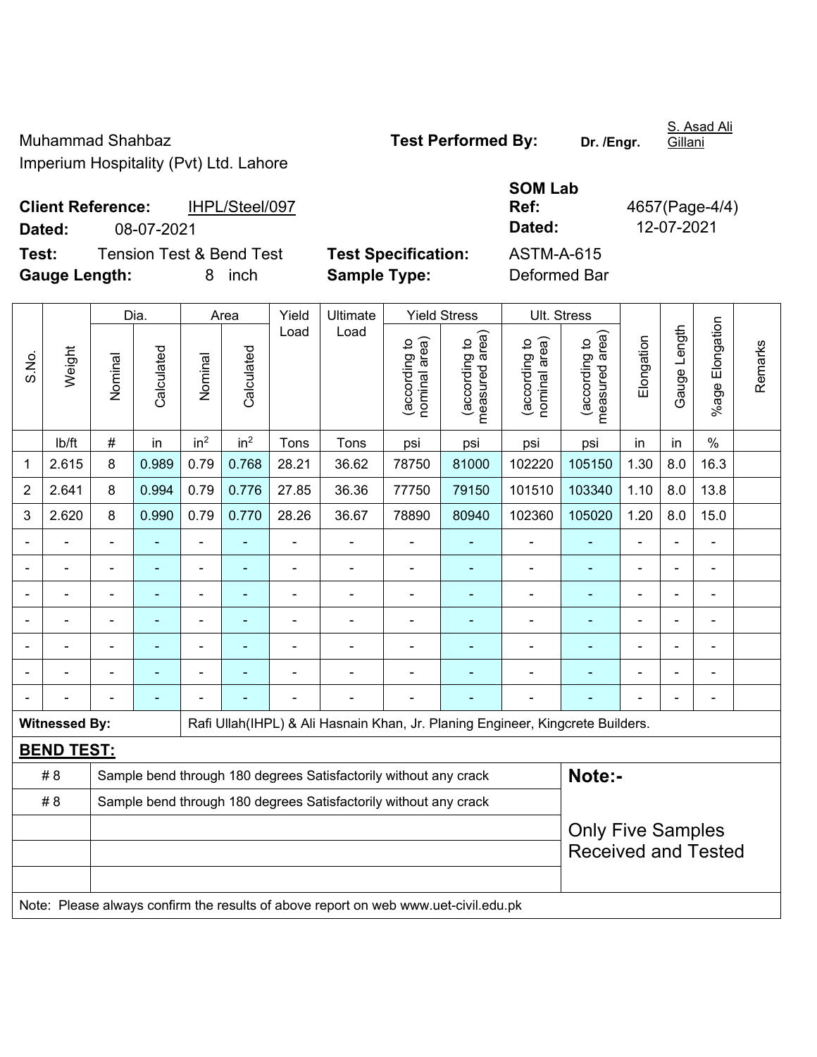S. Asad Ali Gillani

Muhammad Shahbaz
Imperium Hospitality (Pvt) Ltd. Lahore

**Test Performed By:** **Dr. /Engr.** S. Asad Ali Gillani

**Client Reference:** IHPL/Steel/097
**Dated:** 08-07-2021

**SOM Lab Ref:** 4657(Page-4/4)
**Dated:** 12-07-2021

**Test:** Tension Test & Bend Test
**Gauge Length:** 8 inch

**Test Specification:** ASTM-A-615
**Sample Type:** Deformed Bar

| S.No. | Weight | Dia. | | Area | | Yield Load | Ultimate Load | Yield Stress | | Ult. Stress | | Elongation | Gauge Length | %age Elongation | Remarks |
|---|---|---|---|---|---|---|---|---|---|---|---|---|---|---|---|
| | | Nominal | Calculated | Nominal | Calculated | | | (according to nominal area) | (according to measured area) | (according to nominal area) | (according to measured area) | | | | |
| | lb/ft | # | in | $in^2$ | $in^2$ | Tons | Tons | psi | psi | psi | psi | in | in | % | |
| 1 | 2.615 | 8 | 0.989 | 0.79 | 0.768 | 28.21 | 36.62 | 78750 | 81000 | 102220 | 105150 | 1.30 | 8.0 | 16.3 | |
| 2 | 2.641 | 8 | 0.994 | 0.79 | 0.776 | 27.85 | 36.36 | 77750 | 79150 | 101510 | 103340 | 1.10 | 8.0 | 13.8 | |
| 3 | 2.620 | 8 | 0.990 | 0.79 | 0.770 | 28.26 | 36.67 | 78890 | 80940 | 102360 | 105020 | 1.20 | 8.0 | 15.0 | |
| - | - | - | - | - | - | - | - | - | - | - | - | - | - | - | |
| - | - | - | - | - | - | - | - | - | - | - | - | - | - | - | |
| - | - | - | - | - | - | - | - | - | - | - | - | - | - | - | |
| - | - | - | - | - | - | - | - | - | - | - | - | - | - | - | |
| - | - | - | - | - | - | - | - | - | - | - | - | - | - | - | |
| - | - | - | - | - | - | - | - | - | - | - | - | - | - | - | |
| - | - | - | - | - | - | - | - | - | - | - | - | - | - | - | |

**Witnessed By:** Rafi Ullah(IHPL) & Ali Hasnain Khan, Jr. Planing Engineer, Kingcrete Builders.

**BEND TEST:**

| | | |
|---|---|---|
| # 8 | Sample bend through 180 degrees Satisfactorily without any crack | **Note:-** |
| # 8 | Sample bend through 180 degrees Satisfactorily without any crack | Only Five Samples Received and Tested |
| | | |
| | | |
| | | |

Note: Please always confirm the results of above report on web www.uet-civil.edu.pk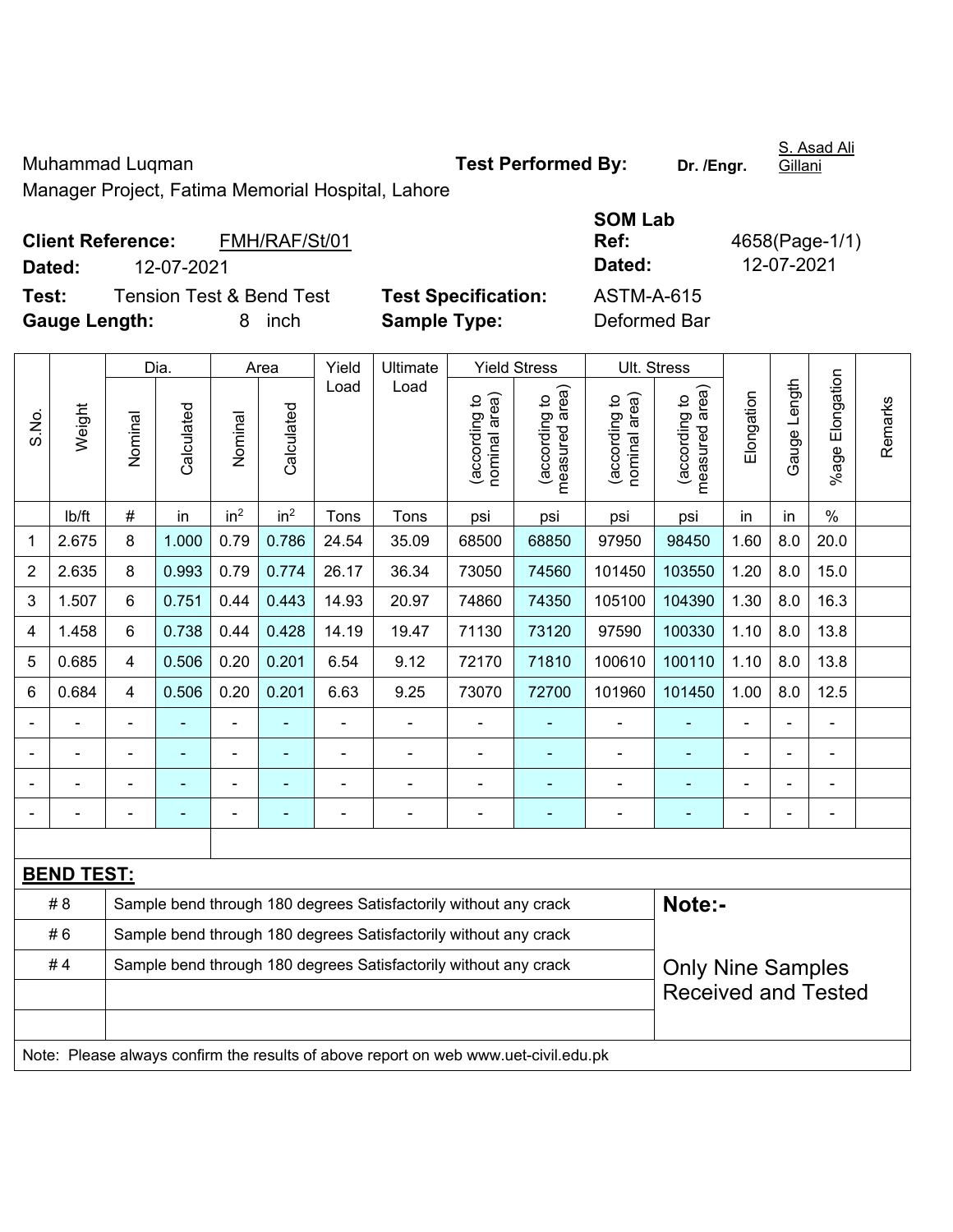Muhammad Luqman

Manager Project, Fatima Memorial Hospital, Lahore

**Test Performed By:** Dr. /Engr. S. Asad Ali Gillani

**Client Reference:** FMH/RAF/St/01

**Dated:** 12-07-2021

**SOM Lab Ref:** 4658(Page-1/1)

**Dated:** 12-07-2021

**Test:** Tension Test & Bend Test

**Test Specification:** ASTM-A-615

**Gauge Length:** 8 inch

**Sample Type:** Deformed Bar

| S.No. | Weight | Dia. | | Area | | Yield Load | Ultimate Load | Yield Stress | | Ult. Stress | | Elongation | Gauge Length | %age Elongation | Remarks |
|---|---|---|---|---|---|---|---|---|---|---|---|---|---|---|---|
| | | Nominal | Calculated | Nominal | Calculated | | | (according to nominal area) | (according to measured area) | (according to nominal area) | (according to measured area) | | | | |
| | lb/ft | # | in | $in^2$ | $in^2$ | Tons | Tons | psi | psi | psi | psi | in | in | % | |
| 1 | 2.675 | 8 | 1.000 | 0.79 | 0.786 | 24.54 | 35.09 | 68500 | 68850 | 97950 | 98450 | 1.60 | 8.0 | 20.0 | |
| 2 | 2.635 | 8 | 0.993 | 0.79 | 0.774 | 26.17 | 36.34 | 73050 | 74560 | 101450 | 103550 | 1.20 | 8.0 | 15.0 | |
| 3 | 1.507 | 6 | 0.751 | 0.44 | 0.443 | 14.93 | 20.97 | 74860 | 74350 | 105100 | 104390 | 1.30 | 8.0 | 16.3 | |
| 4 | 1.458 | 6 | 0.738 | 0.44 | 0.428 | 14.19 | 19.47 | 71130 | 73120 | 97590 | 100330 | 1.10 | 8.0 | 13.8 | |
| 5 | 0.685 | 4 | 0.506 | 0.20 | 0.201 | 6.54 | 9.12 | 72170 | 71810 | 100610 | 100110 | 1.10 | 8.0 | 13.8 | |
| 6 | 0.684 | 4 | 0.506 | 0.20 | 0.201 | 6.63 | 9.25 | 73070 | 72700 | 101960 | 101450 | 1.00 | 8.0 | 12.5 | |
| - | - | - | - | - | - | - | - | - | - | - | - | - | - | - | |
| - | - | - | - | - | - | - | - | - | - | - | - | - | - | - | |
| - | - | - | - | - | - | - | - | - | - | - | - | - | - | - | |
| - | - | - | - | - | - | - | - | - | - | - | - | - | - | - | |

**BEND TEST:**

| | | |
|---|---|---|
| # 8 | Sample bend through 180 degrees Satisfactorily without any crack | **Note:-** |
| # 6 | Sample bend through 180 degrees Satisfactorily without any crack | Only Nine Samples Received and Tested |
| # 4 | Sample bend through 180 degrees Satisfactorily without any crack | |

Note: Please always confirm the results of above report on web www.uet-civil.edu.pk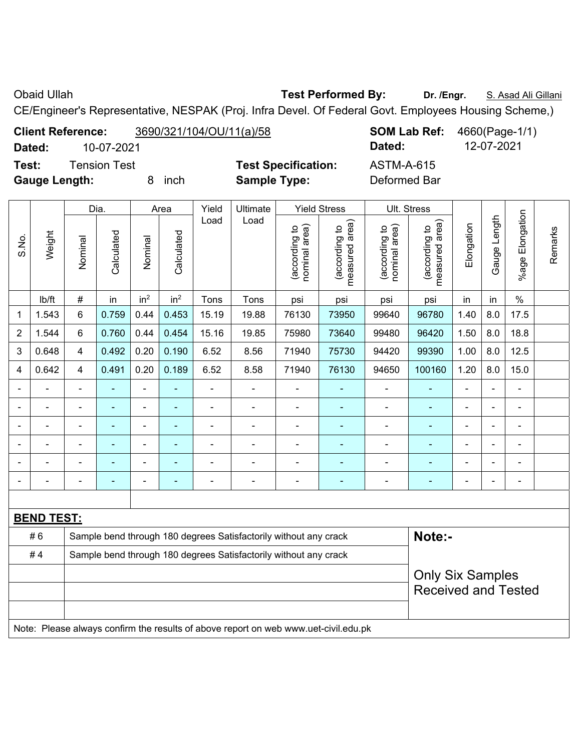Obaid Ullah **Test Performed By:** **Dr. /Engr.** S. Asad Ali Gillani

CE/Engineer's Representative, NESPAK (Proj. Infra Devel. Of Federal Govt. Employees Housing Scheme,)

**Client Reference:** 3690/321/104/OU/11(a)/58 **SOM Lab Ref:** 4660(Page-1/1)

**Dated:** 10-07-2021 **Dated:** 12-07-2021

**Test:** Tension Test **Test Specification:** ASTM-A-615

**Gauge Length:** 8 inch **Sample Type:** Deformed Bar

| S.No. | Weight | Dia. | | Area | | Yield Load | Ultimate Load | Yield Stress | | Ult. Stress | | Elongation | Gauge Length | %age Elongation | Remarks |
|---|---|---|---|---|---|---|---|---|---|---|---|---|---|---|---|
| | | Nominal | Calculated | Nominal | Calculated | | | (according to nominal area) | (according to measured area) | (according to nominal area) | (according to measured area) | | | | |
| | lb/ft | # | in | in² | in² | Tons | Tons | psi | psi | psi | psi | in | in | % | |
| 1 | 1.543 | 6 | 0.759 | 0.44 | 0.453 | 15.19 | 19.88 | 76130 | 73950 | 99640 | 96780 | 1.40 | 8.0 | 17.5 | |
| 2 | 1.544 | 6 | 0.760 | 0.44 | 0.454 | 15.16 | 19.85 | 75980 | 73640 | 99480 | 96420 | 1.50 | 8.0 | 18.8 | |
| 3 | 0.648 | 4 | 0.492 | 0.20 | 0.190 | 6.52 | 8.56 | 71940 | 75730 | 94420 | 99390 | 1.00 | 8.0 | 12.5 | |
| 4 | 0.642 | 4 | 0.491 | 0.20 | 0.189 | 6.52 | 8.58 | 71940 | 76130 | 94650 | 100160 | 1.20 | 8.0 | 15.0 | |
| - | - | - | - | - | - | - | - | - | - | - | - | - | - | - | |
| - | - | - | - | - | - | - | - | - | - | - | - | - | - | - | |
| - | - | - | - | - | - | - | - | - | - | - | - | - | - | - | |
| - | - | - | - | - | - | - | - | - | - | - | - | - | - | - | |
| - | - | - | - | - | - | - | - | - | - | - | - | - | - | - | |
| - | - | - | - | - | - | - | - | - | - | - | - | - | - | - | |

**BEND TEST:**

| | | |
|---|---|---|
| # 6 | Sample bend through 180 degrees Satisfactorily without any crack | **Note:-** |
| # 4 | Sample bend through 180 degrees Satisfactorily without any crack | Only Six Samples Received and Tested |

Note: Please always confirm the results of above report on web www.uet-civil.edu.pk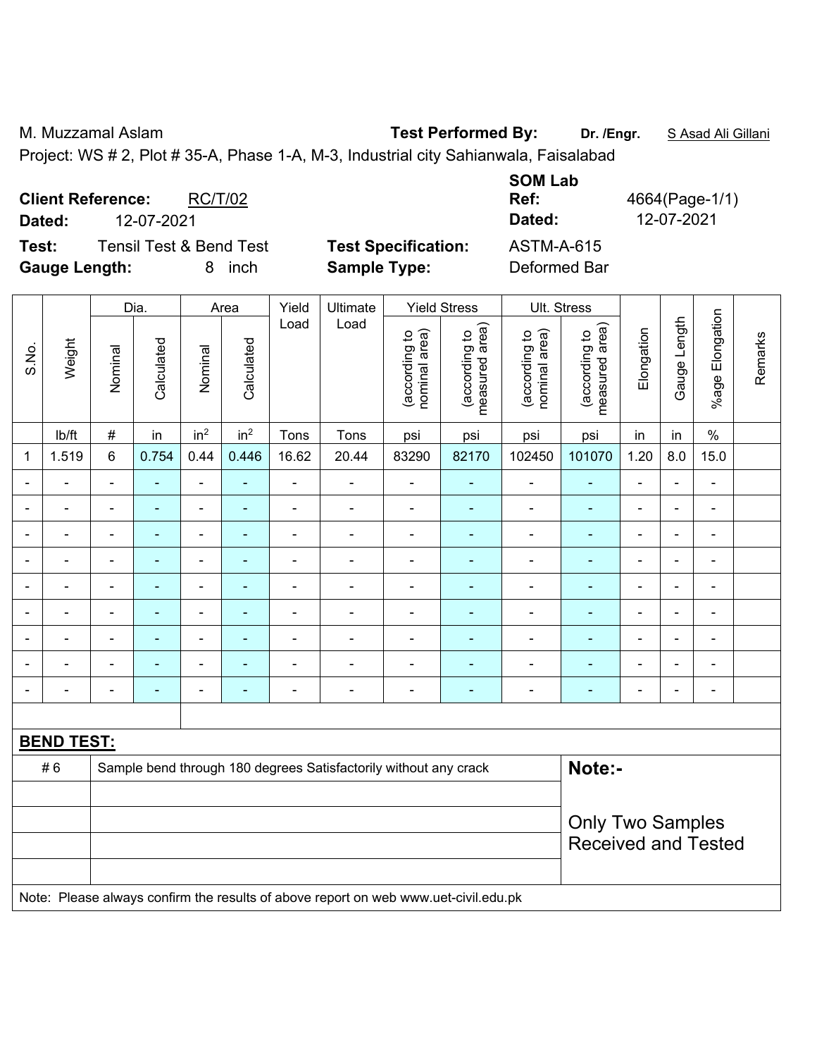M. Muzzamal Aslam **Test Performed By:** **Dr. /Engr.** S Asad Ali Gillani

Project: WS # 2, Plot # 35-A, Phase 1-A, M-3, Industrial city Sahianwala, Faisalabad

**Client Reference:** RC/T/02 **SOM Lab Ref:** 4664(Page-1/1)

**Dated:** 12-07-2021 **Dated:** 12-07-2021

**Test:** Tensil Test & Bend Test **Test Specification:** ASTM-A-615

**Gauge Length:** 8 inch **Sample Type:** Deformed Bar

| S.No. | Weight | Dia. | | Area | | Yield Load | Ultimate Load | Yield Stress | | Ult. Stress | | Elongation | Gauge Length | %age Elongation | Remarks |
|---|---|---|---|---|---|---|---|---|---|---|---|---|---|---|---|
| | | Nominal | Calculated | Nominal | Calculated | | | (according to nominal area) | (according to measured area) | (according to nominal area) | (according to measured area) | | | | |
| | lb/ft | # | in | $in^2$ | $in^2$ | Tons | Tons | psi | psi | psi | psi | in | in | % | |
| 1 | 1.519 | 6 | 0.754 | 0.44 | 0.446 | 16.62 | 20.44 | 83290 | 82170 | 102450 | 101070 | 1.20 | 8.0 | 15.0 | |
| - | - | - | - | - | - | - | - | - | - | - | - | - | - | - | |
| - | - | - | - | - | - | - | - | - | - | - | - | - | - | - | |
| - | - | - | - | - | - | - | - | - | - | - | - | - | - | - | |
| - | - | - | - | - | - | - | - | - | - | - | - | - | - | - | |
| - | - | - | - | - | - | - | - | - | - | - | - | - | - | - | |
| - | - | - | - | - | - | - | - | - | - | - | - | - | - | - | |
| - | - | - | - | - | - | - | - | - | - | - | - | - | - | - | |
| - | - | - | - | - | - | - | - | - | - | - | - | - | - | - | |
| - | - | - | - | - | - | - | - | - | - | - | - | - | - | - | |

**BEND TEST:**

| | | |
|---|---|---|
| # 6 | Sample bend through 180 degrees Satisfactorily without any crack | **Note:-** |
| | | Only Two Samples Received and Tested |

Note: Please always confirm the results of above report on web www.uet-civil.edu.pk